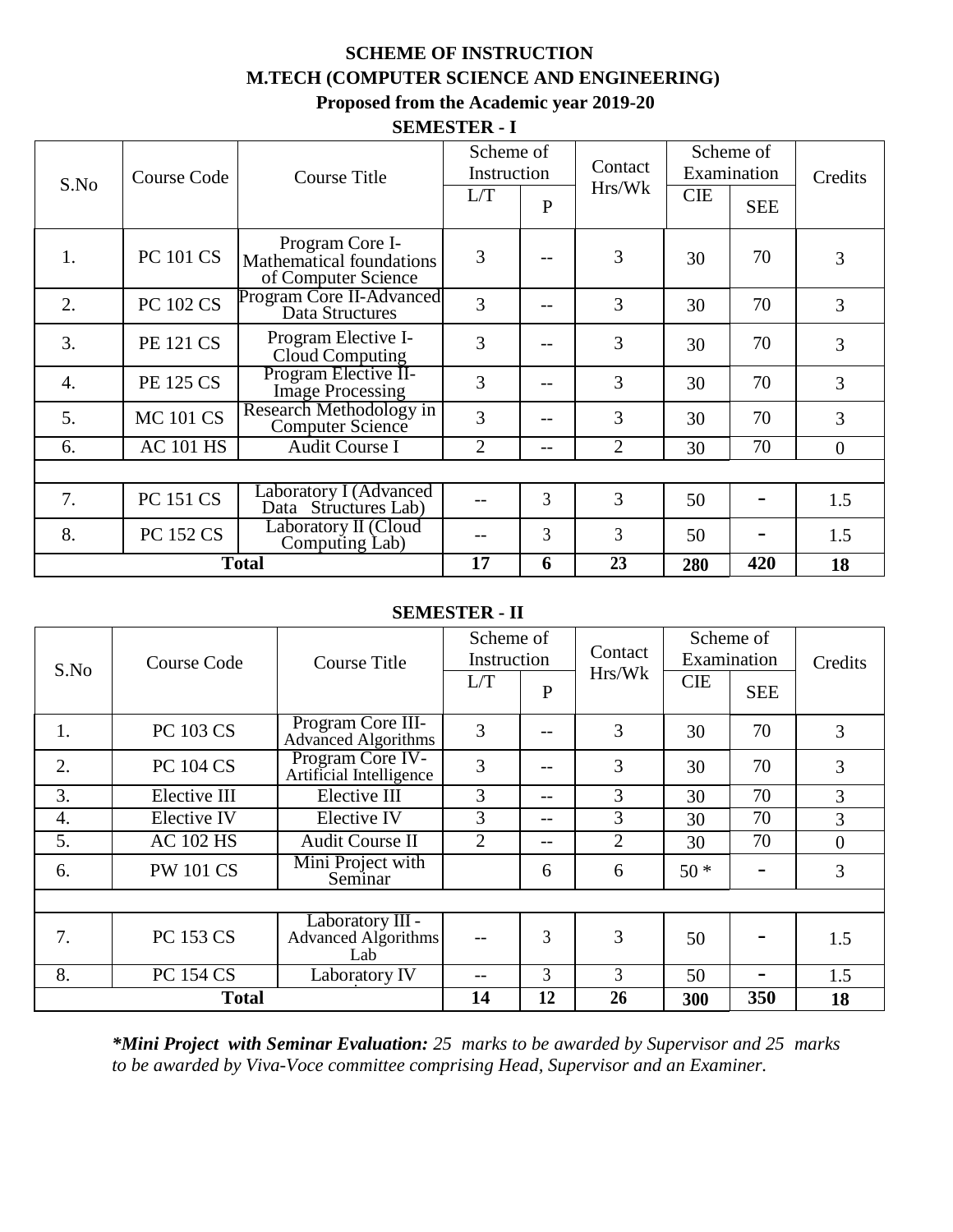**SCHEME OF INSTRUCTION**

**M.TECH (COMPUTER SCIENCE AND ENGINEERING)**

**Proposed from the Academic year 2019-20**

**SEMESTER - I**

| S.No | Course Code | Course Title | Scheme of Instruction | | Contact Hrs/Wk | Scheme of Examination | | Credits |
|---|---|---|---|---|---|---|---|---|
| | | | L/T | P | | CIE | SEE | |
| 1. | PC 101 CS | Program Core I-Mathematical foundations of Computer Science | 3 | -- | 3 | 30 | 70 | 3 |
| 2. | PC 102 CS | Program Core II-Advanced Data Structures | 3 | -- | 3 | 30 | 70 | 3 |
| 3. | PE 121 CS | Program Elective I-Cloud Computing | 3 | -- | 3 | 30 | 70 | 3 |
| 4. | PE 125 CS | Program Elective II-Image Processing | 3 | -- | 3 | 30 | 70 | 3 |
| 5. | MC 101 CS | Research Methodology in Computer Science | 3 | -- | 3 | 30 | 70 | 3 |
| 6. | AC 101 HS | Audit Course I | 2 | -- | 2 | 30 | 70 | 0 |
| | | | | | | | | |
| 7. | PC 151 CS | Laboratory I (Advanced Data Structures Lab) | -- | 3 | 3 | 50 | - | 1.5 |
| 8. | PC 152 CS | Laboratory II (Cloud Computing Lab) | -- | 3 | 3 | 50 | - | 1.5 |
| **Total** | | | **17** | **6** | **23** | **280** | **420** | **18** |

**SEMESTER - II**

| S.No | Course Code | Course Title | Scheme of Instruction | | Contact Hrs/Wk | Scheme of Examination | | Credits |
|---|---|---|---|---|---|---|---|---|
| | | | L/T | P | | CIE | SEE | |
| 1. | PC 103 CS | Program Core III-Advanced Algorithms | 3 | -- | 3 | 30 | 70 | 3 |
| 2. | PC 104 CS | Program Core IV-Artificial Intelligence | 3 | -- | 3 | 30 | 70 | 3 |
| 3. | Elective III | Elective III | 3 | -- | 3 | 30 | 70 | 3 |
| 4. | Elective IV | Elective IV | 3 | -- | 3 | 30 | 70 | 3 |
| 5. | AC 102 HS | Audit Course II | 2 | -- | 2 | 30 | 70 | 0 |
| 6. | PW 101 CS | Mini Project with Seminar | | 6 | 6 | 50 * | - | 3 |
| | | | | | | | | |
| 7. | PC 153 CS | Laboratory III - Advanced Algorithms Lab | -- | 3 | 3 | 50 | - | 1.5 |
| 8. | PC 154 CS | Laboratory IV | -- | 3 | 3 | 50 | - | 1.5 |
| **Total** | | | **14** | **12** | **26** | **300** | **350** | **18** |

***Mini Project with Seminar Evaluation:** *25 marks to be awarded by Supervisor and 25 marks to be awarded by Viva-Voce committee comprising Head, Supervisor and an Examiner.*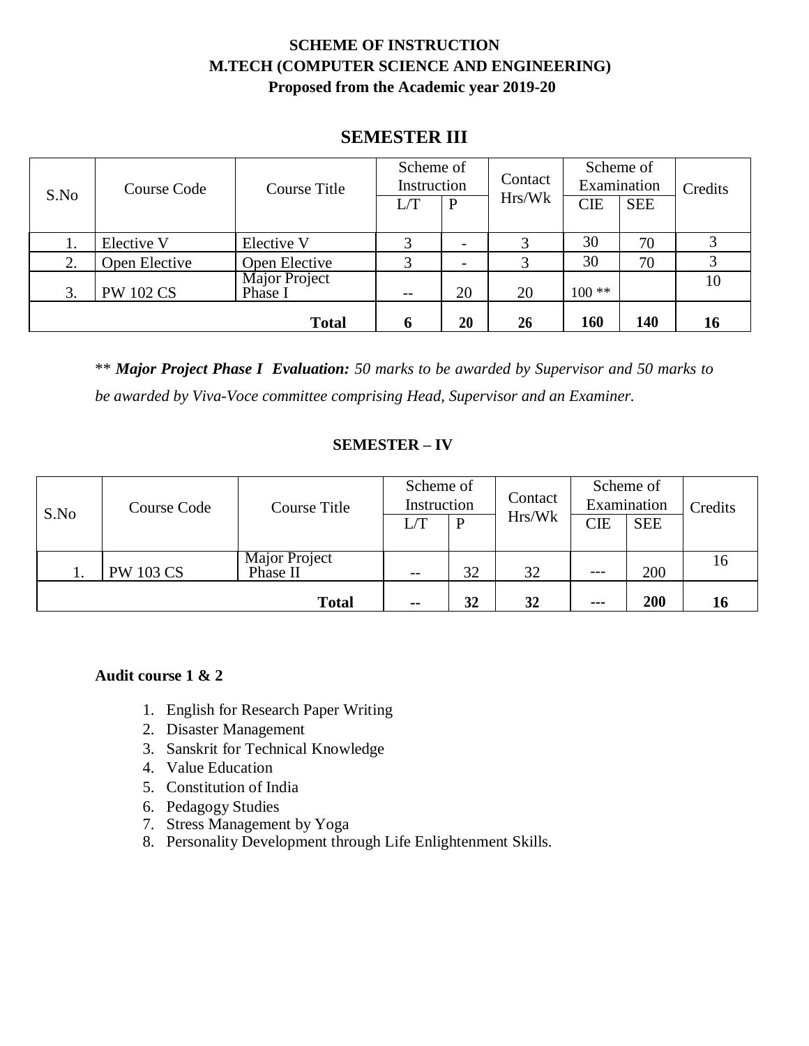**SCHEME OF INSTRUCTION**
**M.TECH (COMPUTER SCIENCE AND ENGINEERING)**
**Proposed from the Academic year 2019-20**

## SEMESTER III

| S.No | Course Code | Course Title | Scheme of Instruction | | Contact Hrs/Wk | Scheme of Examination | | Credits |
|---|---|---|---|---|---|---|---|---|
| | | | L/T | P | | CIE | SEE | |
| 1. | Elective V | Elective V | 3 | - | 3 | 30 | 70 | 3 |
| 2. | Open Elective | Open Elective | 3 | - | 3 | 30 | 70 | 3 |
| 3. | PW 102 CS | Major Project Phase I | -- | 20 | 20 | 100 ** | | 10 |
| | | **Total** | **6** | **20** | **26** | **160** | **140** | **16** |

** ***Major Project Phase I Evaluation:*** *50 marks to be awarded by Supervisor and 50 marks to be awarded by Viva-Voce committee comprising Head, Supervisor and an Examiner.*

### SEMESTER – IV

| S.No | Course Code | Course Title | Scheme of Instruction | | Contact Hrs/Wk | Scheme of Examination | | Credits |
|---|---|---|---|---|---|---|---|---|
| | | | L/T | P | | CIE | SEE | |
| 1. | PW 103 CS | Major Project Phase II | -- | 32 | 32 | --- | 200 | 16 |
| | | **Total** | **--** | **32** | **32** | **---** | **200** | **16** |

**Audit course 1 & 2**

1. English for Research Paper Writing
2. Disaster Management
3. Sanskrit for Technical Knowledge
4. Value Education
5. Constitution of India
6. Pedagogy Studies
7. Stress Management by Yoga
8. Personality Development through Life Enlightenment Skills.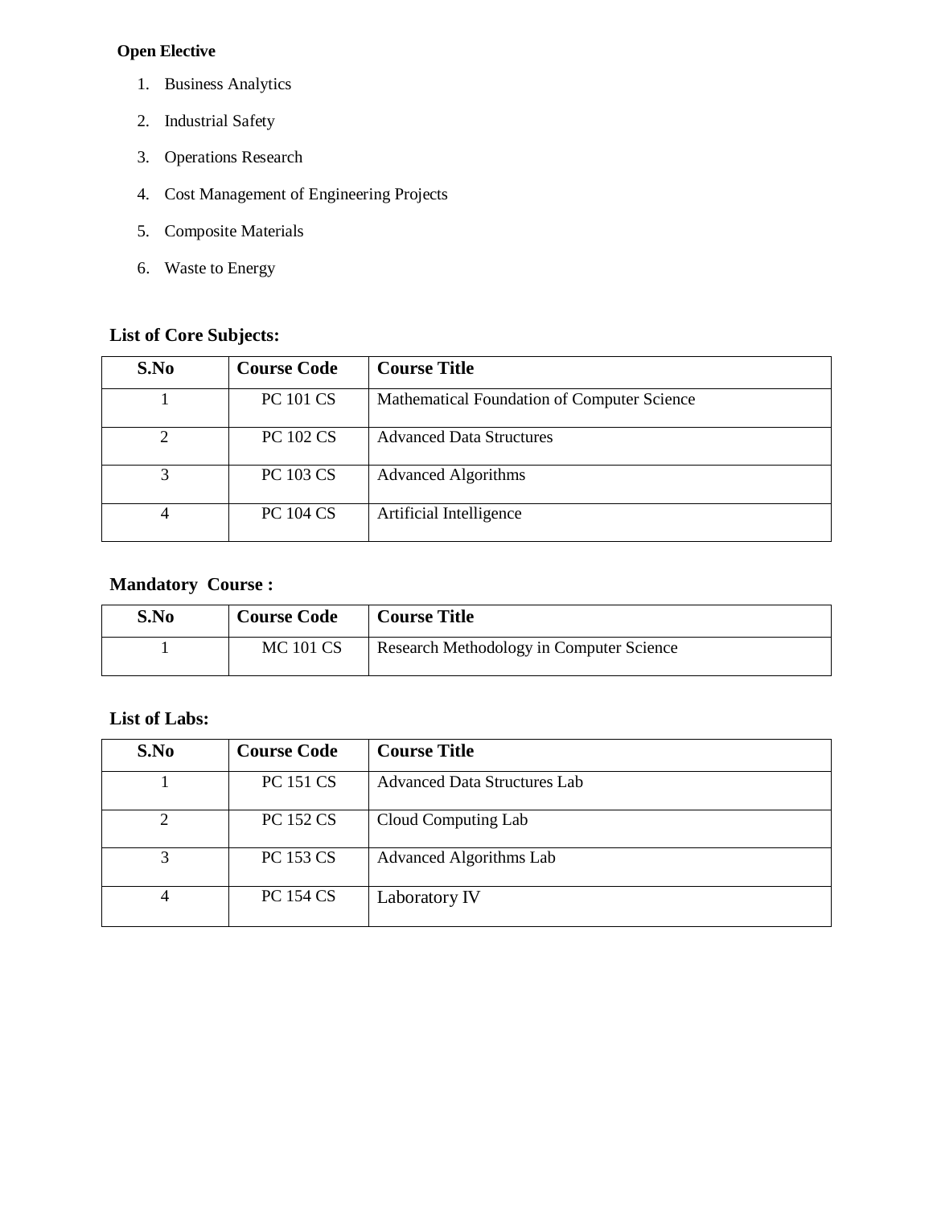**Open Elective**

1. Business Analytics
2. Industrial Safety
3. Operations Research
4. Cost Management of Engineering Projects
5. Composite Materials
6. Waste to Energy

## List of Core Subjects:

| S.No | Course Code | Course Title |
|---|---|---|
| 1 | PC 101 CS | Mathematical Foundation of Computer Science |
| 2 | PC 102 CS | Advanced Data Structures |
| 3 | PC 103 CS | Advanced Algorithms |
| 4 | PC 104 CS | Artificial Intelligence |

## Mandatory Course :

| S.No | Course Code | Course Title |
|---|---|---|
| 1 | MC 101 CS | Research Methodology in Computer Science |

## List of Labs:

| S.No | Course Code | Course Title |
|---|---|---|
| 1 | PC 151 CS | Advanced Data Structures Lab |
| 2 | PC 152 CS | Cloud Computing Lab |
| 3 | PC 153 CS | Advanced Algorithms Lab |
| 4 | PC 154 CS | Laboratory IV |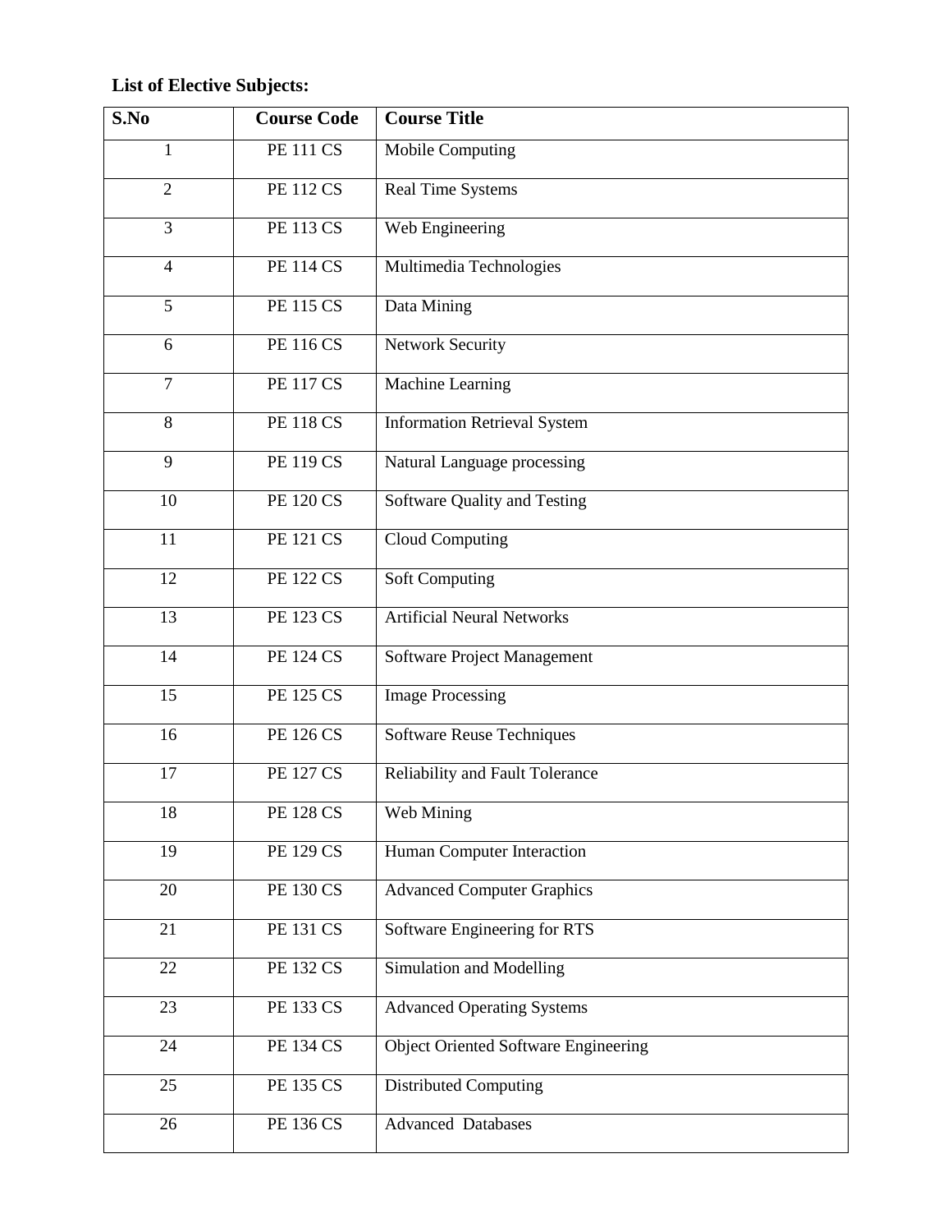**List of Elective Subjects:**

| S.No | Course Code | Course Title |
|---|---|---|
| 1 | PE 111 CS | Mobile Computing |
| 2 | PE 112 CS | Real Time Systems |
| 3 | PE 113 CS | Web Engineering |
| 4 | PE 114 CS | Multimedia Technologies |
| 5 | PE 115 CS | Data Mining |
| 6 | PE 116 CS | Network Security |
| 7 | PE 117 CS | Machine Learning |
| 8 | PE 118 CS | Information Retrieval System |
| 9 | PE 119 CS | Natural Language processing |
| 10 | PE 120 CS | Software Quality and Testing |
| 11 | PE 121 CS | Cloud Computing |
| 12 | PE 122 CS | Soft Computing |
| 13 | PE 123 CS | Artificial Neural Networks |
| 14 | PE 124 CS | Software Project Management |
| 15 | PE 125 CS | Image Processing |
| 16 | PE 126 CS | Software Reuse Techniques |
| 17 | PE 127 CS | Reliability and Fault Tolerance |
| 18 | PE 128 CS | Web Mining |
| 19 | PE 129 CS | Human Computer Interaction |
| 20 | PE 130 CS | Advanced Computer Graphics |
| 21 | PE 131 CS | Software Engineering for RTS |
| 22 | PE 132 CS | Simulation and Modelling |
| 23 | PE 133 CS | Advanced Operating Systems |
| 24 | PE 134 CS | Object Oriented Software Engineering |
| 25 | PE 135 CS | Distributed Computing |
| 26 | PE 136 CS | Advanced Databases |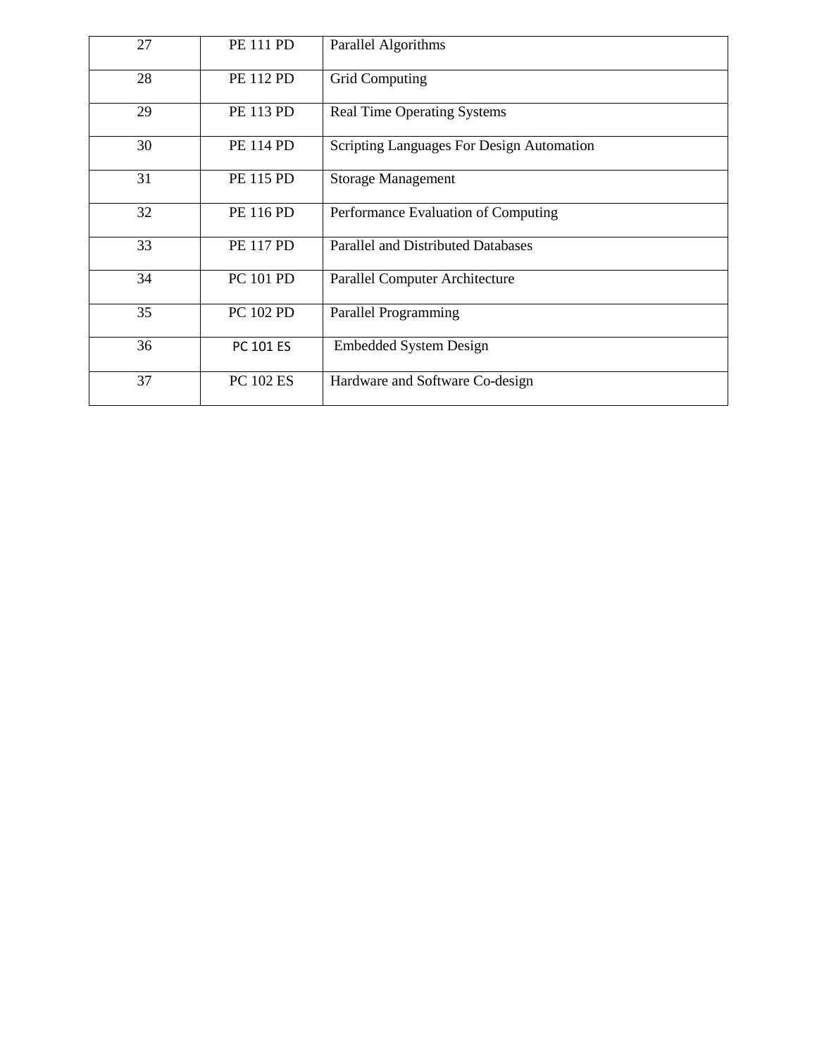| 27 | PE 111 PD | Parallel Algorithms |
|---|---|---|
| 28 | PE 112 PD | Grid Computing |
| 29 | PE 113 PD | Real Time Operating Systems |
| 30 | PE 114 PD | Scripting Languages For Design Automation |
| 31 | PE 115 PD | Storage Management |
| 32 | PE 116 PD | Performance Evaluation of Computing |
| 33 | PE 117 PD | Parallel and Distributed Databases |
| 34 | PC 101 PD | Parallel Computer Architecture |
| 35 | PC 102 PD | Parallel Programming |
| 36 | PC 101 ES | Embedded System Design |
| 37 | PC 102 ES | Hardware and Software Co-design |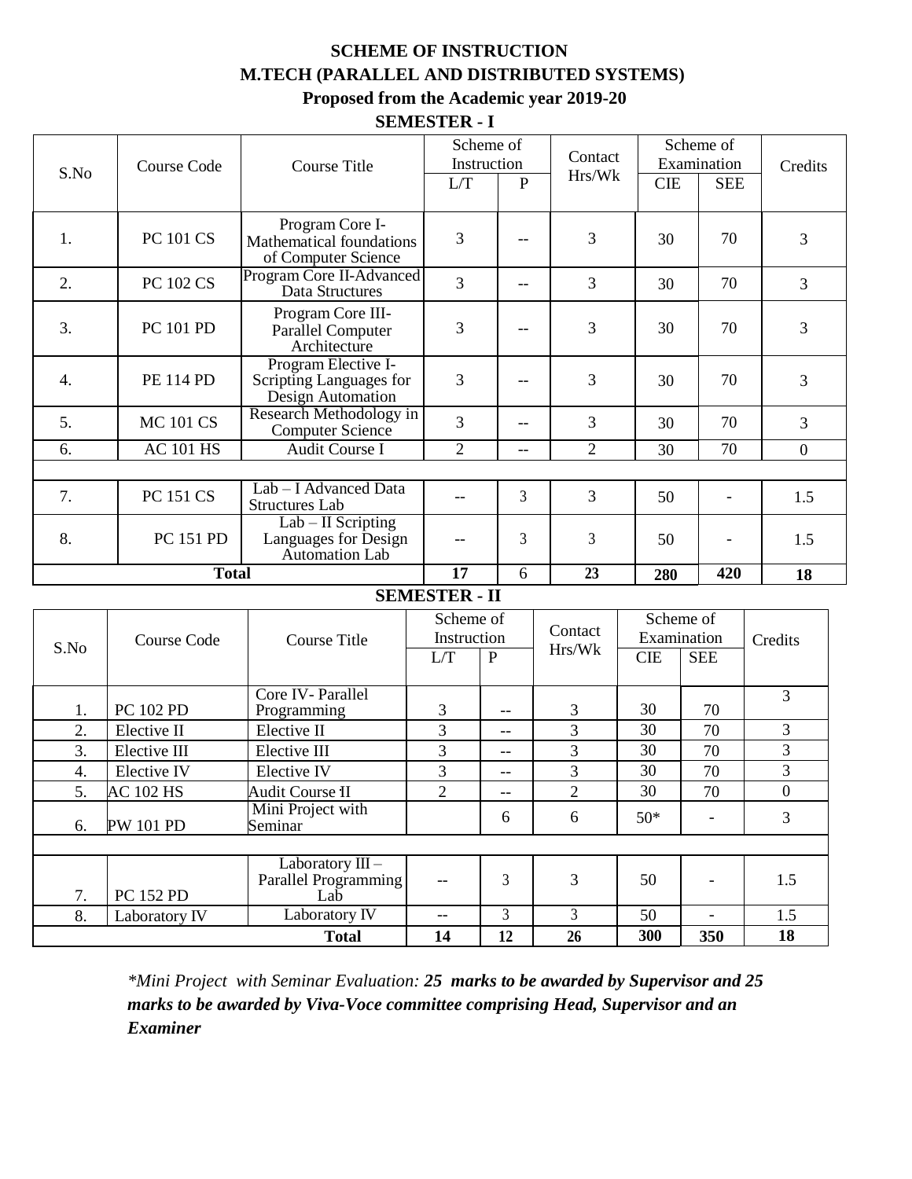**SCHEME OF INSTRUCTION**

**M.TECH (PARALLEL AND DISTRIBUTED SYSTEMS)**

**Proposed from the Academic year 2019-20**

**SEMESTER - I**

| S.No | Course Code | Course Title | Scheme of Instruction | | Contact Hrs/Wk | Scheme of Examination | | Credits |
|---|---|---|---|---|---|---|---|---|
| | | | L/T | P | | CIE | SEE | |
| 1. | PC 101 CS | Program Core I-Mathematical foundations of Computer Science | 3 | -- | 3 | 30 | 70 | 3 |
| 2. | PC 102 CS | Program Core II-Advanced Data Structures | 3 | -- | 3 | 30 | 70 | 3 |
| 3. | PC 101 PD | Program Core III-Parallel Computer Architecture | 3 | -- | 3 | 30 | 70 | 3 |
| 4. | PE 114 PD | Program Elective I-Scripting Languages for Design Automation | 3 | -- | 3 | 30 | 70 | 3 |
| 5. | MC 101 CS | Research Methodology in Computer Science | 3 | -- | 3 | 30 | 70 | 3 |
| 6. | AC 101 HS | Audit Course I | 2 | -- | 2 | 30 | 70 | 0 |
| | | | | | | | | |
| 7. | PC 151 CS | Lab – I Advanced Data Structures Lab | -- | 3 | 3 | 50 | - | 1.5 |
| 8. | PC 151 PD | Lab – II Scripting Languages for Design Automation Lab | -- | 3 | 3 | 50 | - | 1.5 |
| **Total** | | | **17** | 6 | **23** | **280** | **420** | **18** |

**SEMESTER - II**

| S.No | Course Code | Course Title | Scheme of Instruction | | Contact Hrs/Wk | Scheme of Examination | | Credits |
|---|---|---|---|---|---|---|---|---|
| | | | L/T | P | | CIE | SEE | |
| 1. | PC 102 PD | Core IV- Parallel Programming | 3 | -- | 3 | 30 | 70 | 3 |
| 2. | Elective II | Elective II | 3 | -- | 3 | 30 | 70 | 3 |
| 3. | Elective III | Elective III | 3 | -- | 3 | 30 | 70 | 3 |
| 4. | Elective IV | Elective IV | 3 | -- | 3 | 30 | 70 | 3 |
| 5. | AC 102 HS | Audit Course II | 2 | -- | 2 | 30 | 70 | 0 |
| 6. | PW 101 PD | Mini Project with Seminar | | 6 | 6 | 50* | - | 3 |
| | | | | | | | | |
| 7. | PC 152 PD | Laboratory III – Parallel Programming Lab | -- | 3 | 3 | 50 | - | 1.5 |
| 8. | Laboratory IV | Laboratory IV | -- | 3 | 3 | 50 | - | 1.5 |
| | | **Total** | **14** | **12** | **26** | **300** | **350** | **18** |

*\*Mini Project with Seminar Evaluation: **25 marks to be awarded by Supervisor and 25 marks to be awarded by Viva-Voce committee comprising Head, Supervisor and an Examiner***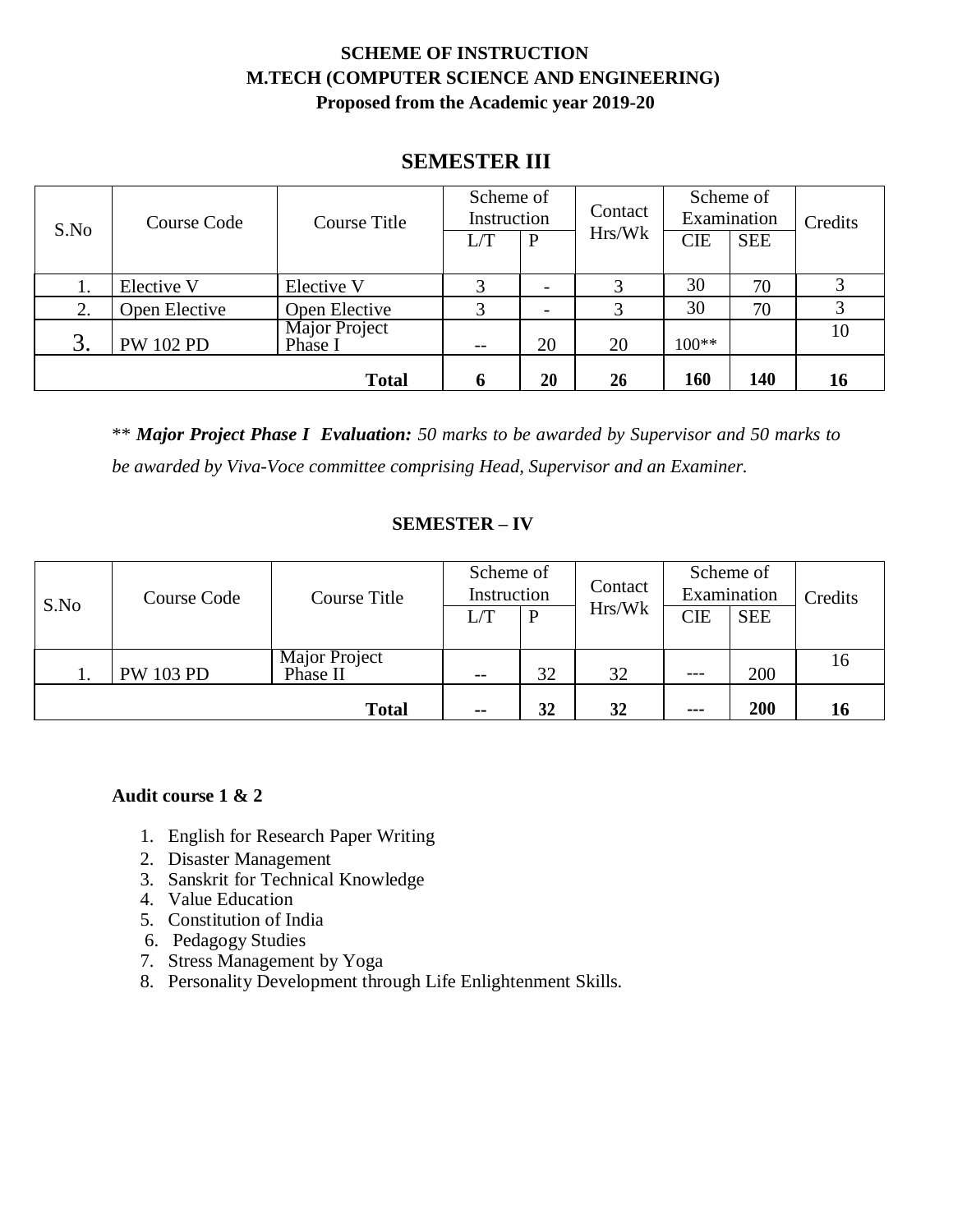# SCHEME OF INSTRUCTION
# M.TECH (COMPUTER SCIENCE AND ENGINEERING)
**Proposed from the Academic year 2019-20**

## SEMESTER III

| S.No | Course Code | Course Title | Scheme of Instruction | | Contact Hrs/Wk | Scheme of Examination | | Credits |
|---|---|---|---|---|---|---|---|---|
| | | | L/T | P | | CIE | SEE | |
| 1. | Elective V | Elective V | 3 | - | 3 | 30 | 70 | 3 |
| 2. | Open Elective | Open Elective | 3 | - | 3 | 30 | 70 | 3 |
| 3. | PW 102 PD | Major Project Phase I | -- | 20 | 20 | 100** | | 10 |
| | | **Total** | **6** | **20** | **26** | **160** | **140** | **16** |

** ***Major Project Phase I Evaluation:*** *50 marks to be awarded by Supervisor and 50 marks to be awarded by Viva-Voce committee comprising Head, Supervisor and an Examiner.*

### SEMESTER – IV

| S.No | Course Code | Course Title | Scheme of Instruction | | Contact Hrs/Wk | Scheme of Examination | | Credits |
|---|---|---|---|---|---|---|---|---|
| | | | L/T | P | | CIE | SEE | |
| 1. | PW 103 PD | Major Project Phase II | -- | 32 | 32 | --- | 200 | 16 |
| | | **Total** | **--** | **32** | **32** | **---** | **200** | **16** |

**Audit course 1 & 2**

1. English for Research Paper Writing
2. Disaster Management
3. Sanskrit for Technical Knowledge
4. Value Education
5. Constitution of India
6. Pedagogy Studies
7. Stress Management by Yoga
8. Personality Development through Life Enlightenment Skills.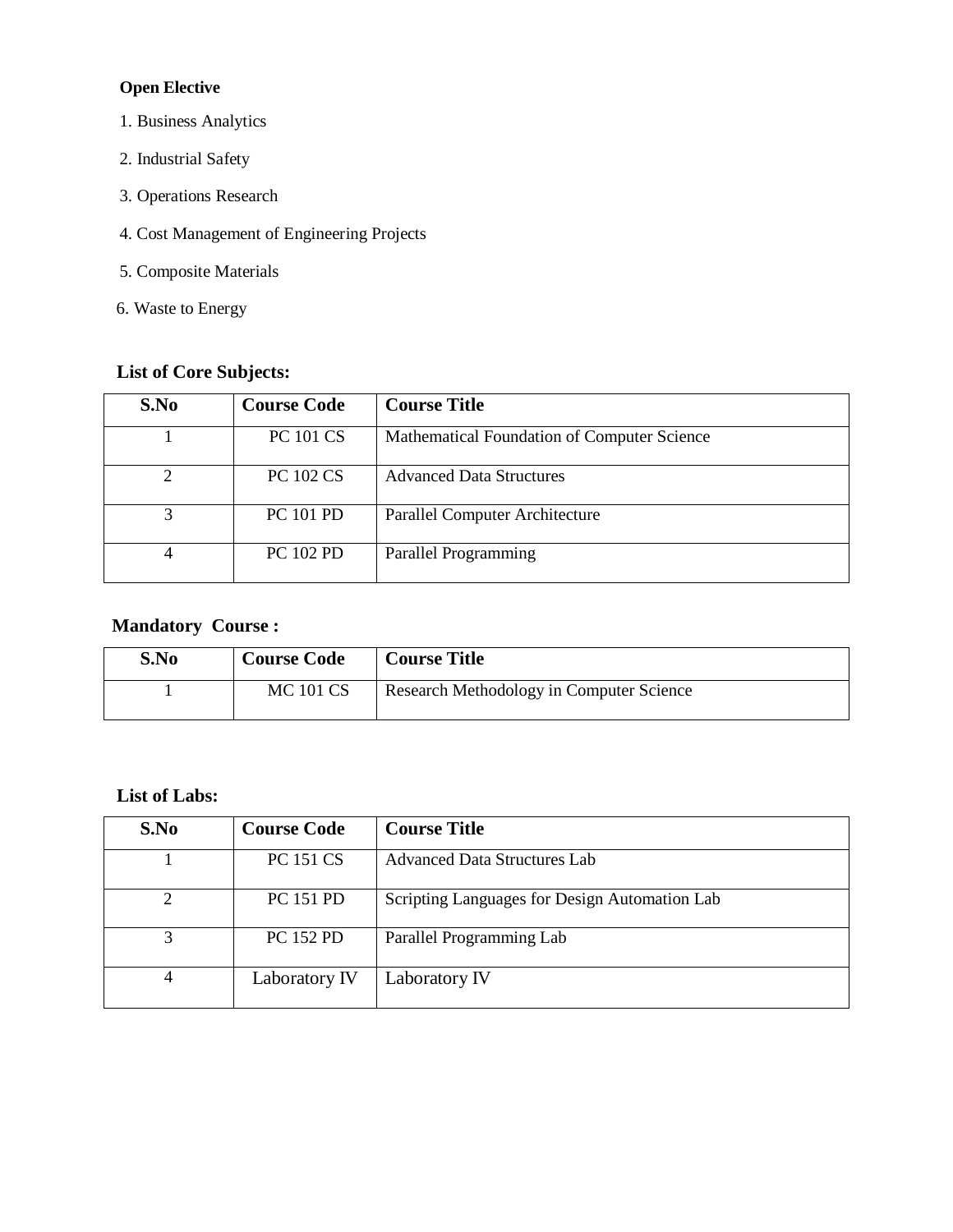**Open Elective**

1. Business Analytics
2. Industrial Safety
3. Operations Research
4. Cost Management of Engineering Projects
5. Composite Materials
6. Waste to Energy

**List of Core Subjects:**

| S.No | Course Code | Course Title |
|---|---|---|
| 1 | PC 101 CS | Mathematical Foundation of Computer Science |
| 2 | PC 102 CS | Advanced Data Structures |
| 3 | PC 101 PD | Parallel Computer Architecture |
| 4 | PC 102 PD | Parallel Programming |

**Mandatory Course :**

| S.No | Course Code | Course Title |
|---|---|---|
| 1 | MC 101 CS | Research Methodology in Computer Science |

**List of Labs:**

| S.No | Course Code | Course Title |
|---|---|---|
| 1 | PC 151 CS | Advanced Data Structures Lab |
| 2 | PC 151 PD | Scripting Languages for Design Automation Lab |
| 3 | PC 152 PD | Parallel Programming Lab |
| 4 | Laboratory IV | Laboratory IV |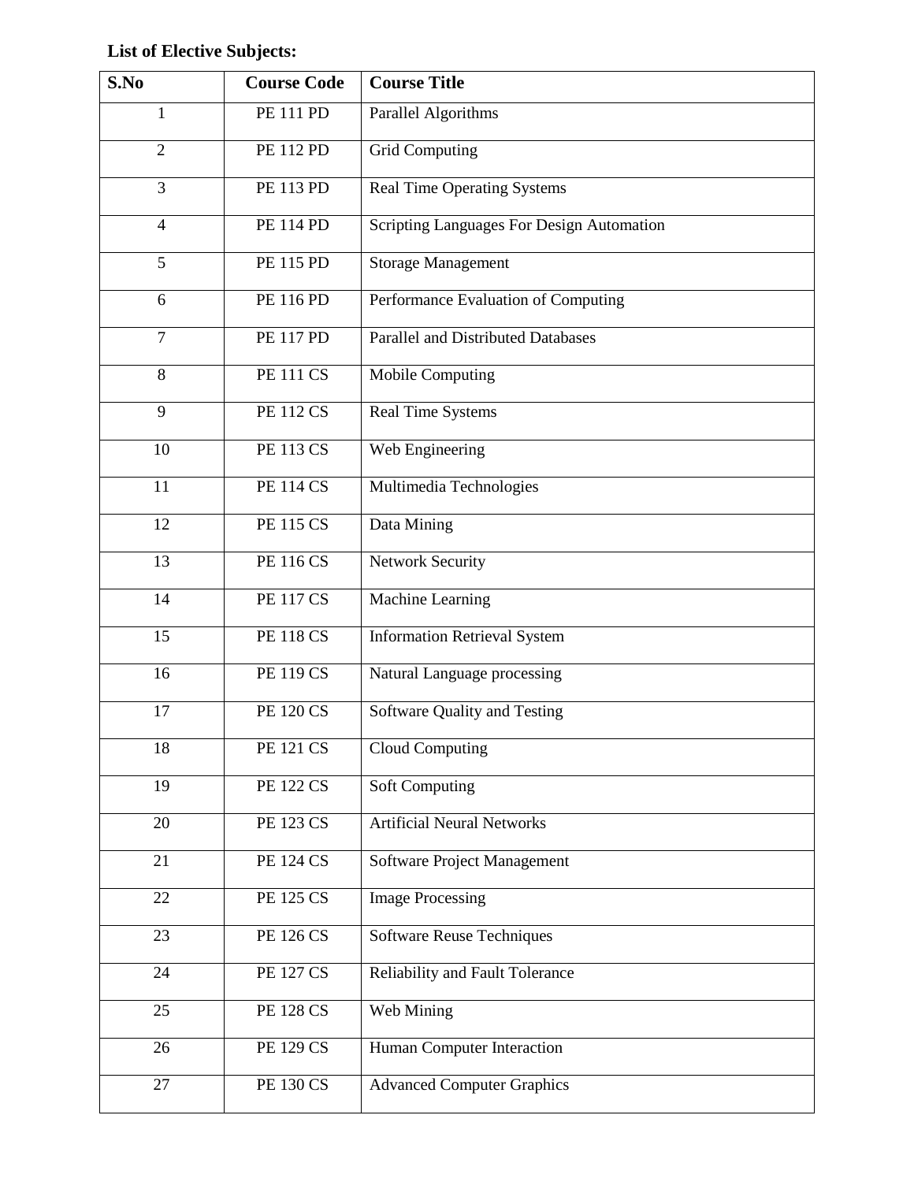**List of Elective Subjects:**

| S.No | Course Code | Course Title |
| --- | --- | --- |
| 1 | PE 111 PD | Parallel Algorithms |
| 2 | PE 112 PD | Grid Computing |
| 3 | PE 113 PD | Real Time Operating Systems |
| 4 | PE 114 PD | Scripting Languages For Design Automation |
| 5 | PE 115 PD | Storage Management |
| 6 | PE 116 PD | Performance Evaluation of Computing |
| 7 | PE 117 PD | Parallel and Distributed Databases |
| 8 | PE 111 CS | Mobile Computing |
| 9 | PE 112 CS | Real Time Systems |
| 10 | PE 113 CS | Web Engineering |
| 11 | PE 114 CS | Multimedia Technologies |
| 12 | PE 115 CS | Data Mining |
| 13 | PE 116 CS | Network Security |
| 14 | PE 117 CS | Machine Learning |
| 15 | PE 118 CS | Information Retrieval System |
| 16 | PE 119 CS | Natural Language processing |
| 17 | PE 120 CS | Software Quality and Testing |
| 18 | PE 121 CS | Cloud Computing |
| 19 | PE 122 CS | Soft Computing |
| 20 | PE 123 CS | Artificial Neural Networks |
| 21 | PE 124 CS | Software Project Management |
| 22 | PE 125 CS | Image Processing |
| 23 | PE 126 CS | Software Reuse Techniques |
| 24 | PE 127 CS | Reliability and Fault Tolerance |
| 25 | PE 128 CS | Web Mining |
| 26 | PE 129 CS | Human Computer Interaction |
| 27 | PE 130 CS | Advanced Computer Graphics |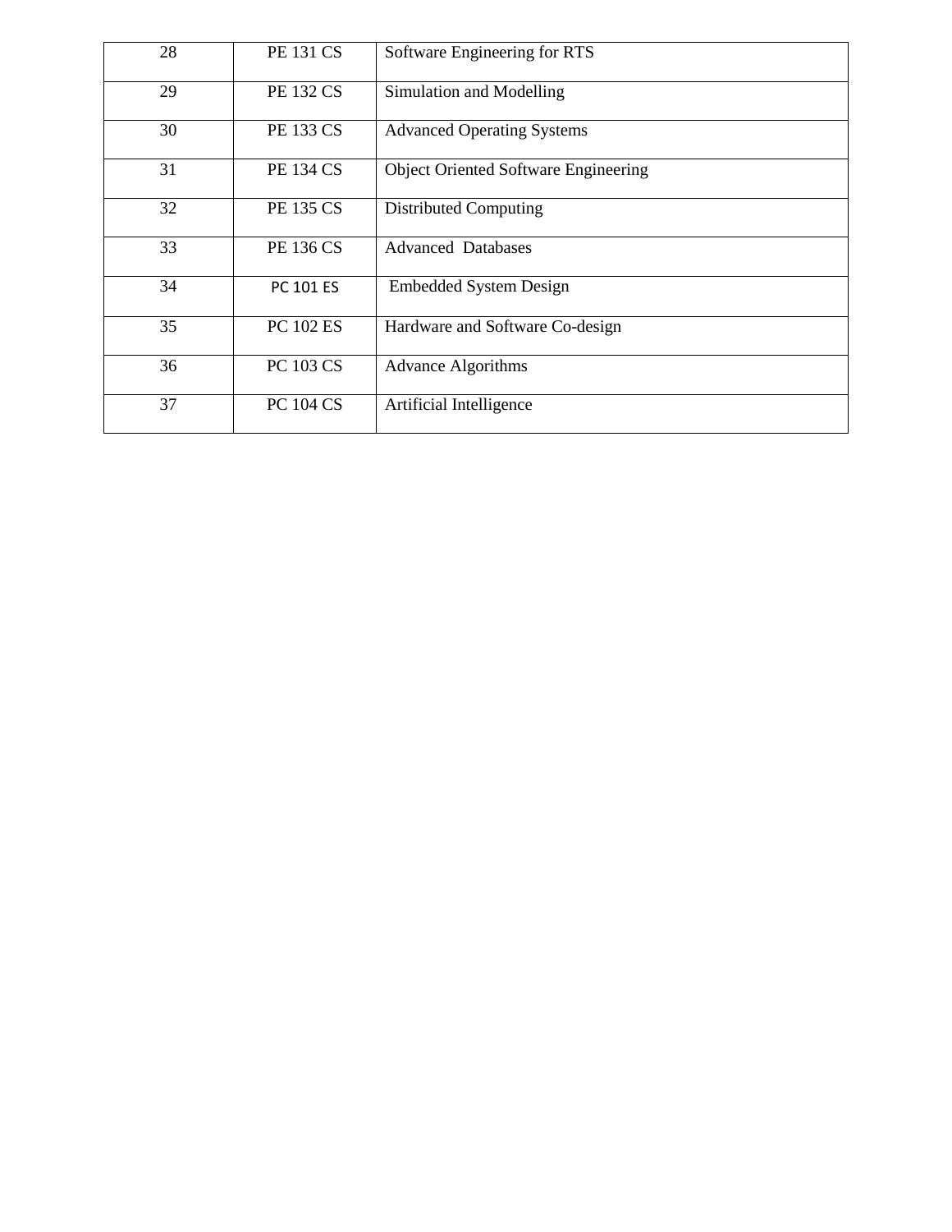| 28 | PE 131 CS | Software Engineering for RTS |
|---|---|---|
| 29 | PE 132 CS | Simulation and Modelling |
| 30 | PE 133 CS | Advanced Operating Systems |
| 31 | PE 134 CS | Object Oriented Software Engineering |
| 32 | PE 135 CS | Distributed Computing |
| 33 | PE 136 CS | Advanced Databases |
| 34 | PC 101 ES | Embedded System Design |
| 35 | PC 102 ES | Hardware and Software Co-design |
| 36 | PC 103 CS | Advance Algorithms |
| 37 | PC 104 CS | Artificial Intelligence |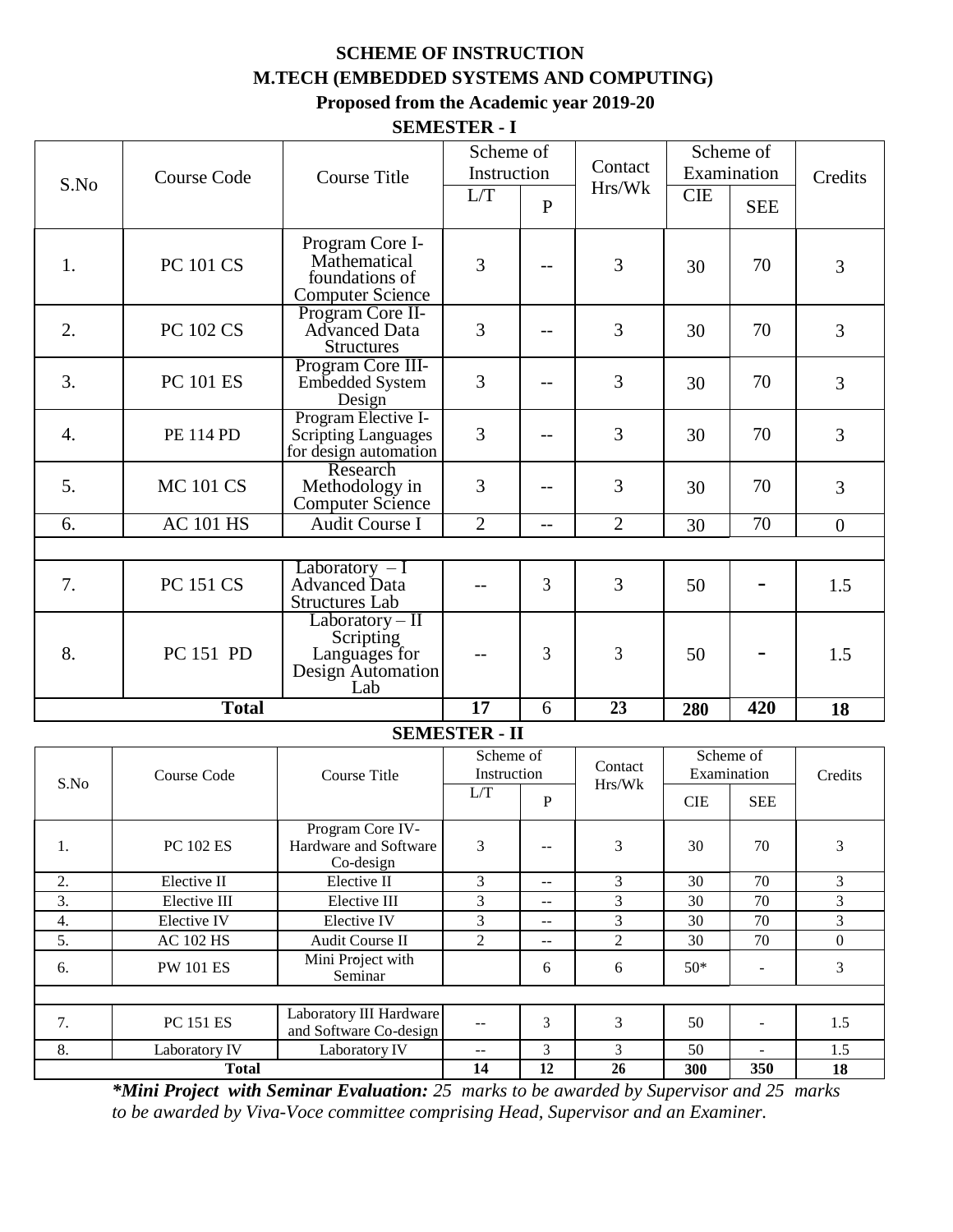# SCHEME OF INSTRUCTION

## M.TECH (EMBEDDED SYSTEMS AND COMPUTING)

**Proposed from the Academic year 2019-20**

### SEMESTER - I

| S.No | Course Code | Course Title | Scheme of Instruction | | Contact Hrs/Wk | Scheme of Examination | | Credits |
|---|---|---|---|---|---|---|---|---|
| | | | L/T | P | | CIE | SEE | |
| 1. | PC 101 CS | Program Core I- Mathematical foundations of Computer Science | 3 | -- | 3 | 30 | 70 | 3 |
| 2. | PC 102 CS | Program Core II- Advanced Data Structures | 3 | -- | 3 | 30 | 70 | 3 |
| 3. | PC 101 ES | Program Core III- Embedded System Design | 3 | -- | 3 | 30 | 70 | 3 |
| 4. | PE 114 PD | Program Elective I- Scripting Languages for design automation | 3 | -- | 3 | 30 | 70 | 3 |
| 5. | MC 101 CS | Research Methodology in Computer Science | 3 | -- | 3 | 30 | 70 | 3 |
| 6. | AC 101 HS | Audit Course I | 2 | -- | 2 | 30 | 70 | 0 |
| | | | | | | | | |
| 7. | PC 151 CS | Laboratory – I Advanced Data Structures Lab | -- | 3 | 3 | 50 | - | 1.5 |
| 8. | PC 151 PD | Laboratory – II Scripting Languages for Design Automation Lab | -- | 3 | 3 | 50 | - | 1.5 |
| **Total** | | | **17** | 6 | **23** | **280** | **420** | **18** |

### SEMESTER - II

| S.No | Course Code | Course Title | Scheme of Instruction | | Contact Hrs/Wk | Scheme of Examination | | Credits |
|---|---|---|---|---|---|---|---|---|
| | | | L/T | P | | CIE | SEE | |
| 1. | PC 102 ES | Program Core IV- Hardware and Software Co-design | 3 | -- | 3 | 30 | 70 | 3 |
| 2. | Elective II | Elective II | 3 | -- | 3 | 30 | 70 | 3 |
| 3. | Elective III | Elective III | 3 | -- | 3 | 30 | 70 | 3 |
| 4. | Elective IV | Elective IV | 3 | -- | 3 | 30 | 70 | 3 |
| 5. | AC 102 HS | Audit Course II | 2 | -- | 2 | 30 | 70 | 0 |
| 6. | PW 101 ES | Mini Project with Seminar | | 6 | 6 | 50* | - | 3 |
| | | | | | | | | |
| 7. | PC 151 ES | Laboratory III Hardware and Software Co-design | -- | 3 | 3 | 50 | - | 1.5 |
| 8. | Laboratory IV | Laboratory IV | -- | 3 | 3 | 50 | - | 1.5 |
| **Total** | | | **14** | **12** | **26** | **300** | **350** | **18** |

***Mini Project with Seminar Evaluation:** *25 marks to be awarded by Supervisor and 25 marks to be awarded by Viva-Voce committee comprising Head, Supervisor and an Examiner.*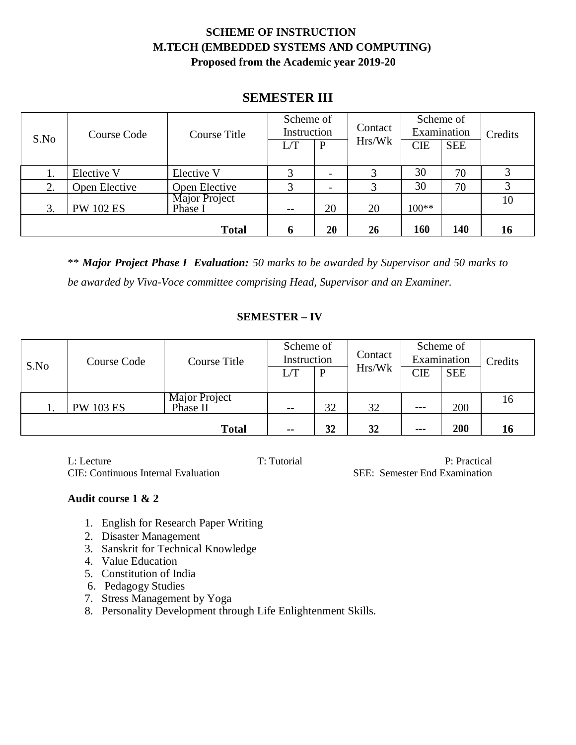**SCHEME OF INSTRUCTION**
**M.TECH (EMBEDDED SYSTEMS AND COMPUTING)**
**Proposed from the Academic year 2019-20**

## SEMESTER III

| S.No | Course Code | Course Title | Scheme of Instruction | | Contact Hrs/Wk | Scheme of Examination | | Credits |
|---|---|---|---|---|---|---|---|---|
| | | | L/T | P | | CIE | SEE | |
| 1. | Elective V | Elective V | 3 | - | 3 | 30 | 70 | 3 |
| 2. | Open Elective | Open Elective | 3 | - | 3 | 30 | 70 | 3 |
| 3. | PW 102 ES | Major Project Phase I | -- | 20 | 20 | 100** | | 10 |
| | | **Total** | **6** | **20** | **26** | **160** | **140** | **16** |

** ***Major Project Phase I Evaluation:*** *50 marks to be awarded by Supervisor and 50 marks to be awarded by Viva-Voce committee comprising Head, Supervisor and an Examiner.*

### SEMESTER – IV

| S.No | Course Code | Course Title | Scheme of Instruction | | Contact Hrs/Wk | Scheme of Examination | | Credits |
|---|---|---|---|---|---|---|---|---|
| | | | L/T | P | | CIE | SEE | |
| 1. | PW 103 ES | Major Project Phase II | -- | 32 | 32 | --- | 200 | 16 |
| | | **Total** | **--** | **32** | **32** | **---** | **200** | **16** |

L: Lecture T: Tutorial P: Practical
CIE: Continuous Internal Evaluation SEE: Semester End Examination

**Audit course 1 & 2**

1. English for Research Paper Writing
2. Disaster Management
3. Sanskrit for Technical Knowledge
4. Value Education
5. Constitution of India
6. Pedagogy Studies
7. Stress Management by Yoga
8. Personality Development through Life Enlightenment Skills.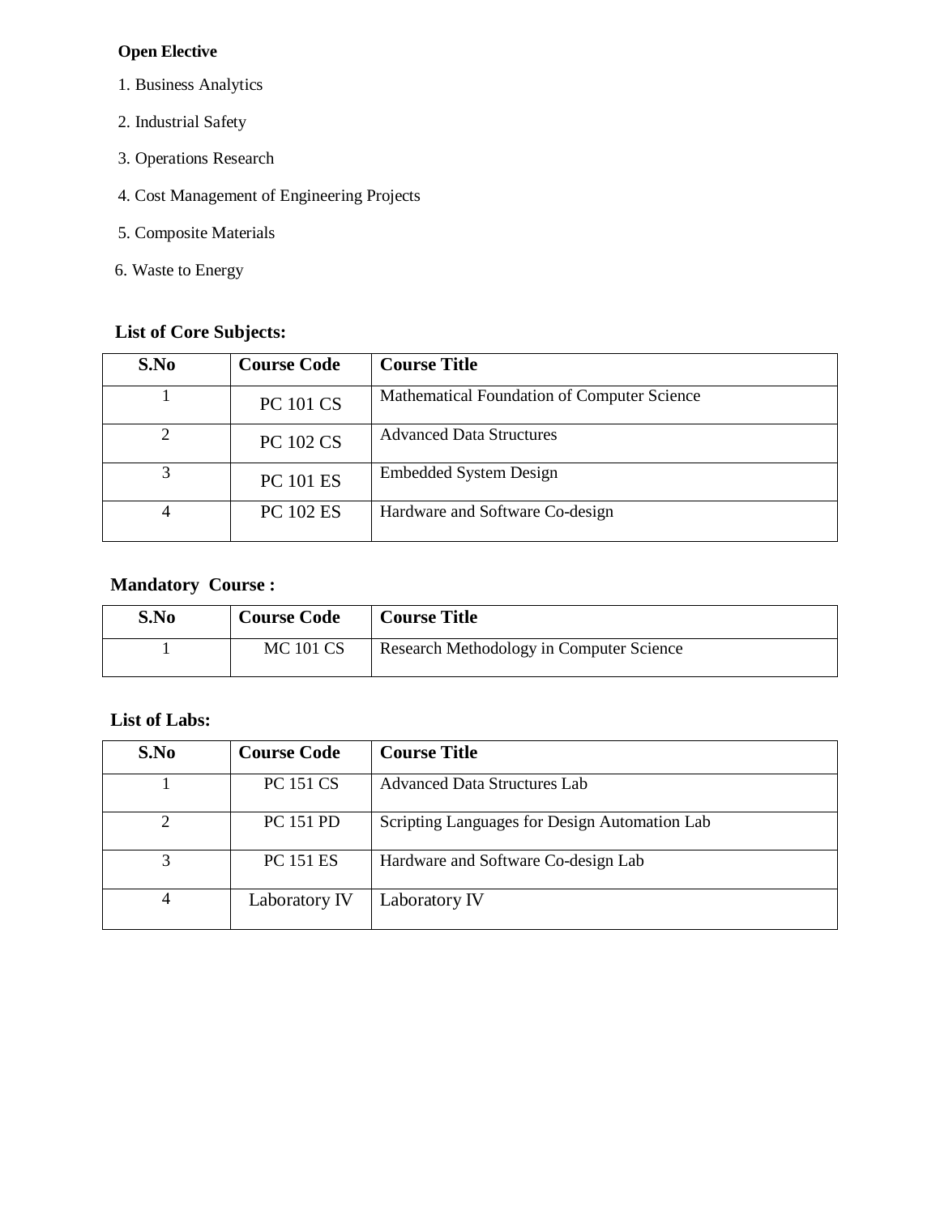**Open Elective**

1. Business Analytics
2. Industrial Safety
3. Operations Research
4. Cost Management of Engineering Projects
5. Composite Materials
6. Waste to Energy

**List of Core Subjects:**

| S.No | Course Code | Course Title |
|---|---|---|
| 1 | PC 101 CS | Mathematical Foundation of Computer Science |
| 2 | PC 102 CS | Advanced Data Structures |
| 3 | PC 101 ES | Embedded System Design |
| 4 | PC 102 ES | Hardware and Software Co-design |

**Mandatory Course :**

| S.No | Course Code | Course Title |
|---|---|---|
| 1 | MC 101 CS | Research Methodology in Computer Science |

**List of Labs:**

| S.No | Course Code | Course Title |
|---|---|---|
| 1 | PC 151 CS | Advanced Data Structures Lab |
| 2 | PC 151 PD | Scripting Languages for Design Automation Lab |
| 3 | PC 151 ES | Hardware and Software Co-design Lab |
| 4 | Laboratory IV | Laboratory IV |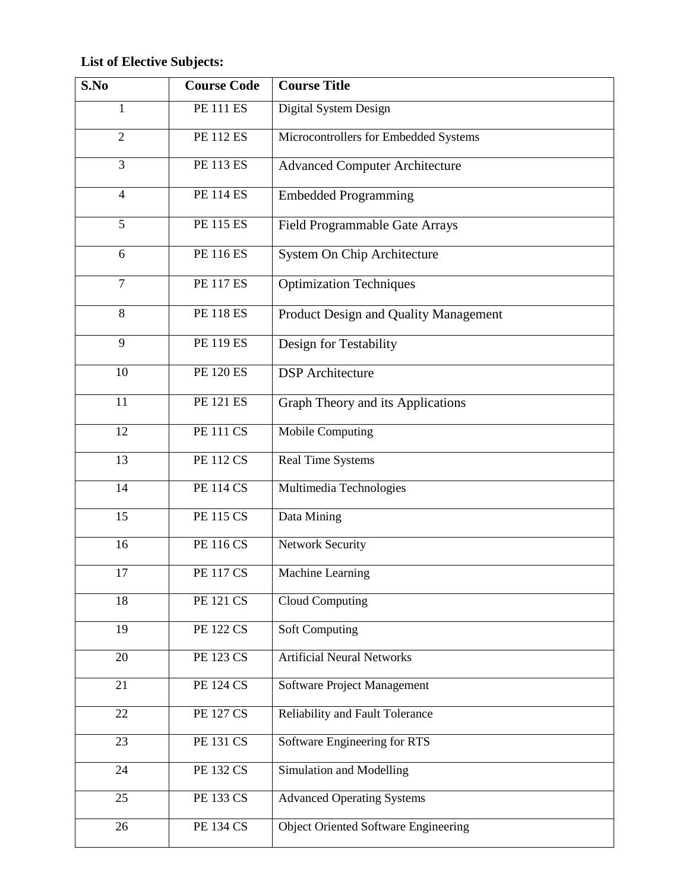**List of Elective Subjects:**

| S.No | Course Code | Course Title |
|---|---|---|
| 1 | PE 111 ES | Digital System Design |
| 2 | PE 112 ES | Microcontrollers for Embedded Systems |
| 3 | PE 113 ES | Advanced Computer Architecture |
| 4 | PE 114 ES | Embedded Programming |
| 5 | PE 115 ES | Field Programmable Gate Arrays |
| 6 | PE 116 ES | System On Chip Architecture |
| 7 | PE 117 ES | Optimization Techniques |
| 8 | PE 118 ES | Product Design and Quality Management |
| 9 | PE 119 ES | Design for Testability |
| 10 | PE 120 ES | DSP Architecture |
| 11 | PE 121 ES | Graph Theory and its Applications |
| 12 | PE 111 CS | Mobile Computing |
| 13 | PE 112 CS | Real Time Systems |
| 14 | PE 114 CS | Multimedia Technologies |
| 15 | PE 115 CS | Data Mining |
| 16 | PE 116 CS | Network Security |
| 17 | PE 117 CS | Machine Learning |
| 18 | PE 121 CS | Cloud Computing |
| 19 | PE 122 CS | Soft Computing |
| 20 | PE 123 CS | Artificial Neural Networks |
| 21 | PE 124 CS | Software Project Management |
| 22 | PE 127 CS | Reliability and Fault Tolerance |
| 23 | PE 131 CS | Software Engineering for RTS |
| 24 | PE 132 CS | Simulation and Modelling |
| 25 | PE 133 CS | Advanced Operating Systems |
| 26 | PE 134 CS | Object Oriented Software Engineering |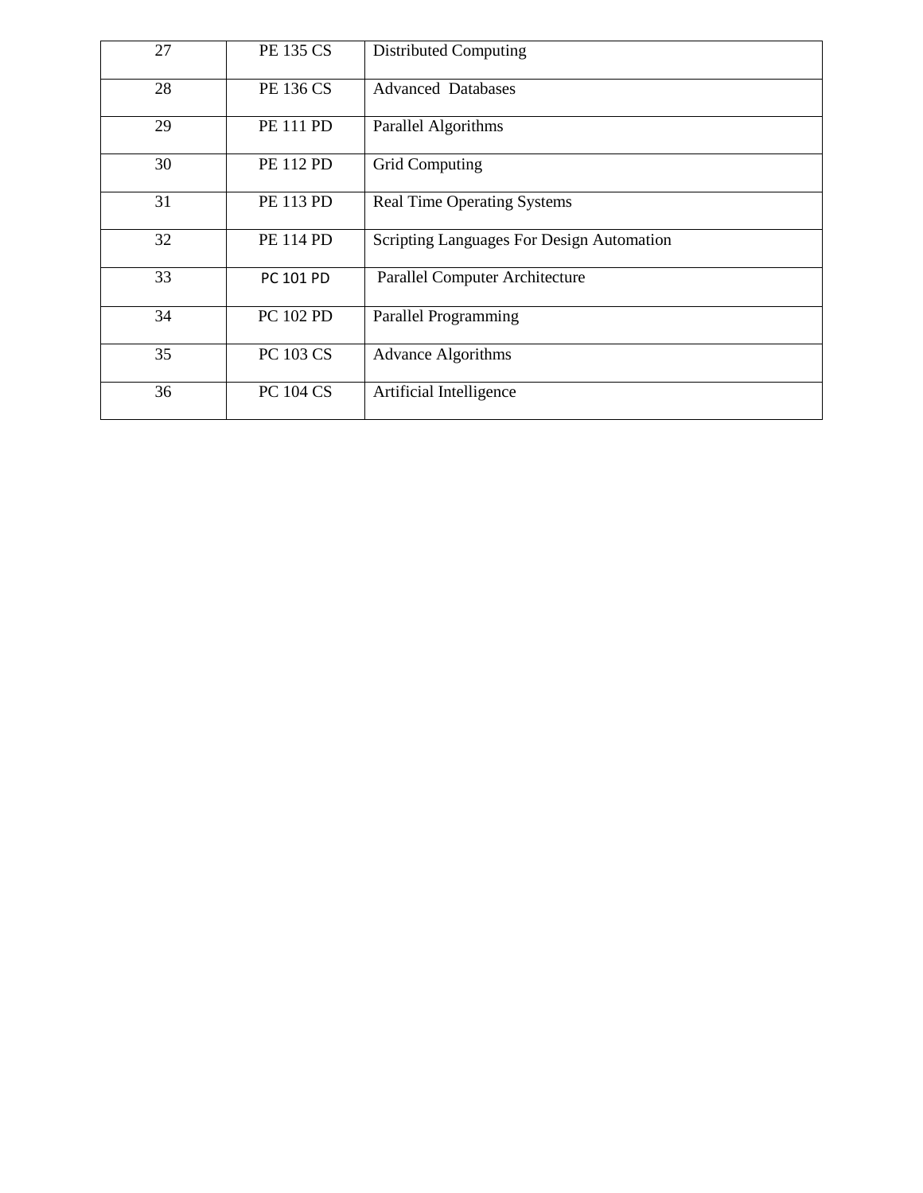| | | |
|---|---|---|
| 27 | PE 135 CS | Distributed Computing |
| 28 | PE 136 CS | Advanced Databases |
| 29 | PE 111 PD | Parallel Algorithms |
| 30 | PE 112 PD | Grid Computing |
| 31 | PE 113 PD | Real Time Operating Systems |
| 32 | PE 114 PD | Scripting Languages For Design Automation |
| 33 | PC 101 PD | Parallel Computer Architecture |
| 34 | PC 102 PD | Parallel Programming |
| 35 | PC 103 CS | Advance Algorithms |
| 36 | PC 104 CS | Artificial Intelligence |